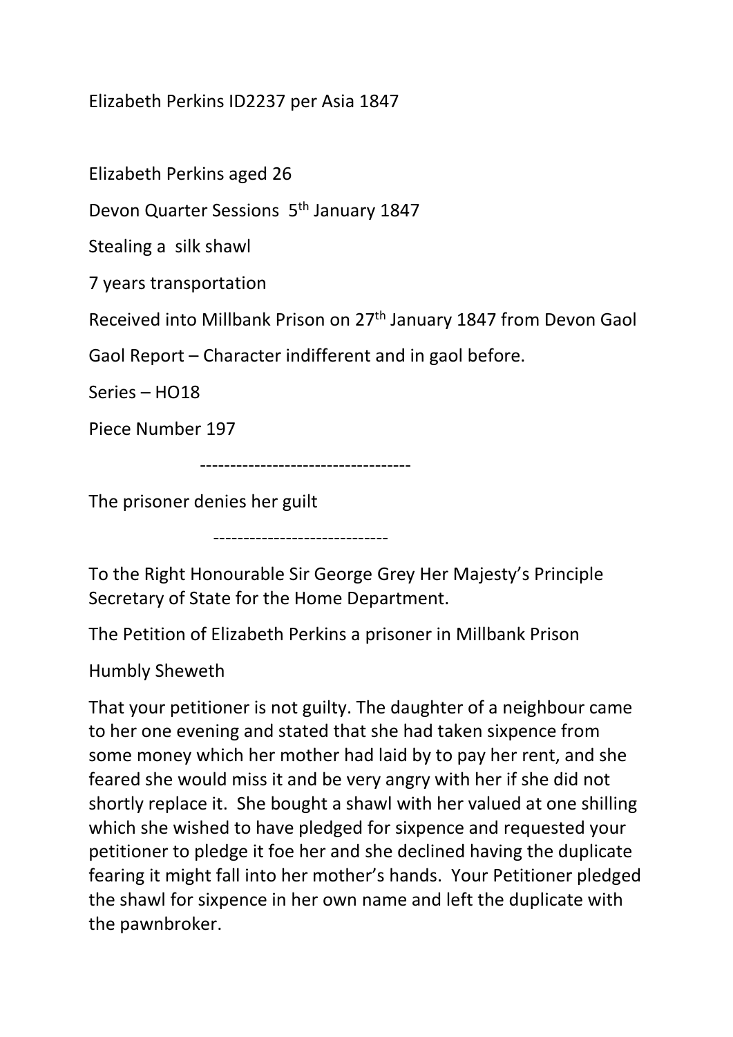Elizabeth Perkins ID2237 per Asia 1847

Elizabeth Perkins aged 26

Devon Quarter Sessions 5th January 1847

Stealing a silk shawl

7 years transportation

Received into Millbank Prison on 27th January 1847 from Devon Gaol

Gaol Report – Character indifferent and in gaol before.

Series – HO18

Piece Number 197

----------------------------------

The prisoner denies her guilt

-----------------------------

To the Right Honourable Sir George Grey Her Majesty's Principle Secretary of State for the Home Department.

The Petition of Elizabeth Perkins a prisoner in Millbank Prison

Humbly Sheweth

That your petitioner is not guilty. The daughter of a neighbour came to her one evening and stated that she had taken sixpence from some money which her mother had laid by to pay her rent, and she feared she would miss it and be very angry with her if she did not shortly replace it. She bought a shawl with her valued at one shilling which she wished to have pledged for sixpence and requested your petitioner to pledge it foe her and she declined having the duplicate fearing it might fall into her mother's hands. Your Petitioner pledged the shawl for sixpence in her own name and left the duplicate with the pawnbroker.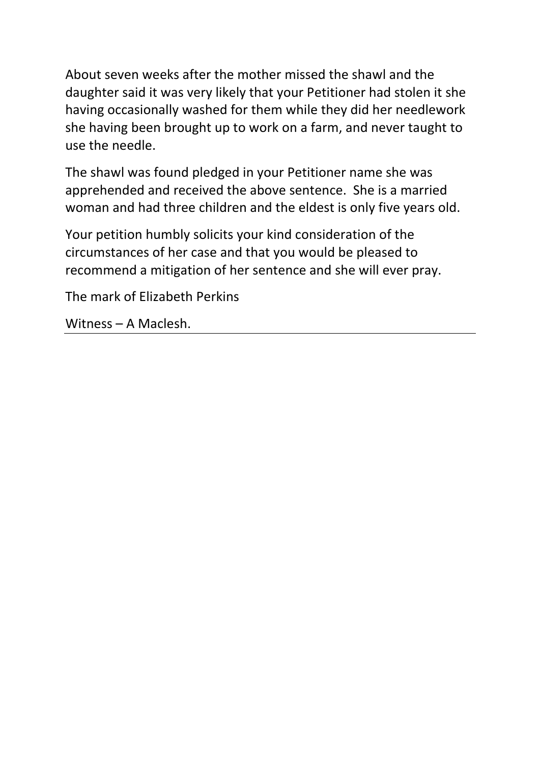About seven weeks after the mother missed the shawl and the daughter said it was very likely that your Petitioner had stolen it she having occasionally washed for them while they did her needlework she having been brought up to work on a farm, and never taught to use the needle.

The shawl was found pledged in your Petitioner name she was apprehended and received the above sentence. She is a married woman and had three children and the eldest is only five years old.

Your petition humbly solicits your kind consideration of the circumstances of her case and that you would be pleased to recommend a mitigation of her sentence and she will ever pray.

The mark of Elizabeth Perkins

Witness – A Maclesh.

---